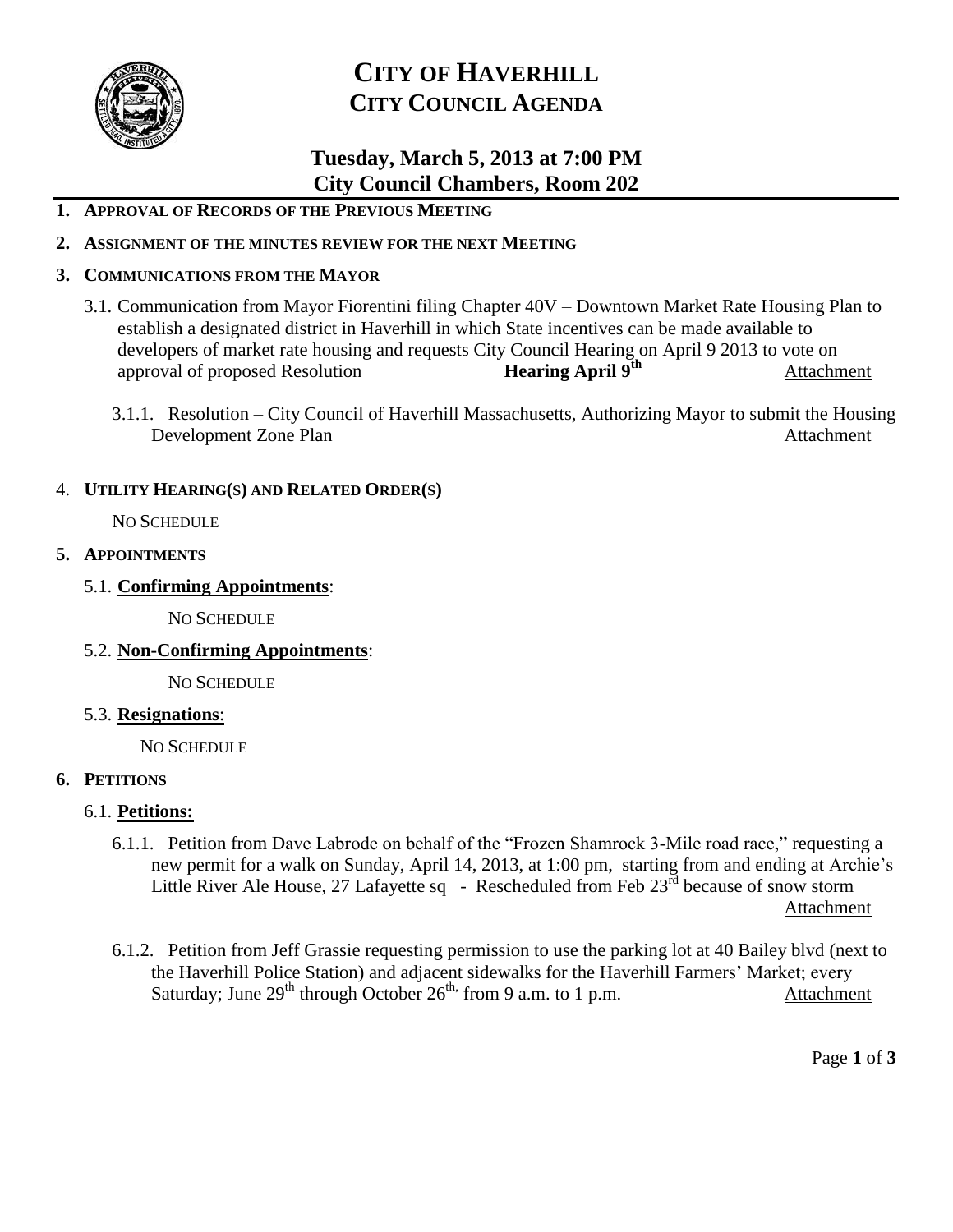# CITY OF HAVERHILL
## CITY COUNCIL AGENDA

### Tuesday, March 5, 2013 at 7:00 PM
### City Council Chambers, Room 202

**1. APPROVAL OF RECORDS OF THE PREVIOUS MEETING**

**2. ASSIGNMENT OF THE MINUTES REVIEW FOR THE NEXT MEETING**

**3. COMMUNICATIONS FROM THE MAYOR**

3.1. Communication from Mayor Fiorentini filing Chapter 40V – Downtown Market Rate Housing Plan to establish a designated district in Haverhill in which State incentives can be made available to developers of market rate housing and requests City Council Hearing on April 9 2013 to vote on approval of proposed Resolution **Hearing April 9th** Attachment

3.1.1. Resolution – City Council of Haverhill Massachusetts, Authorizing Mayor to submit the Housing Development Zone Plan Attachment

**4. UTILITY HEARING(S) AND RELATED ORDER(S)**

NO SCHEDULE

**5. APPOINTMENTS**

5.1. **Confirming Appointments**:

NO SCHEDULE

5.2. **Non-Confirming Appointments**:

NO SCHEDULE

5.3. **Resignations**:

NO SCHEDULE

**6. PETITIONS**

6.1. **Petitions:**

6.1.1. Petition from Dave Labrode on behalf of the "Frozen Shamrock 3-Mile road race," requesting a new permit for a walk on Sunday, April 14, 2013, at 1:00 pm, starting from and ending at Archie's Little River Ale House, 27 Lafayette sq - Rescheduled from Feb 23rd because of snow storm Attachment

6.1.2. Petition from Jeff Grassie requesting permission to use the parking lot at 40 Bailey blvd (next to the Haverhill Police Station) and adjacent sidewalks for the Haverhill Farmers' Market; every Saturday; June 29th through October 26th, from 9 a.m. to 1 p.m. Attachment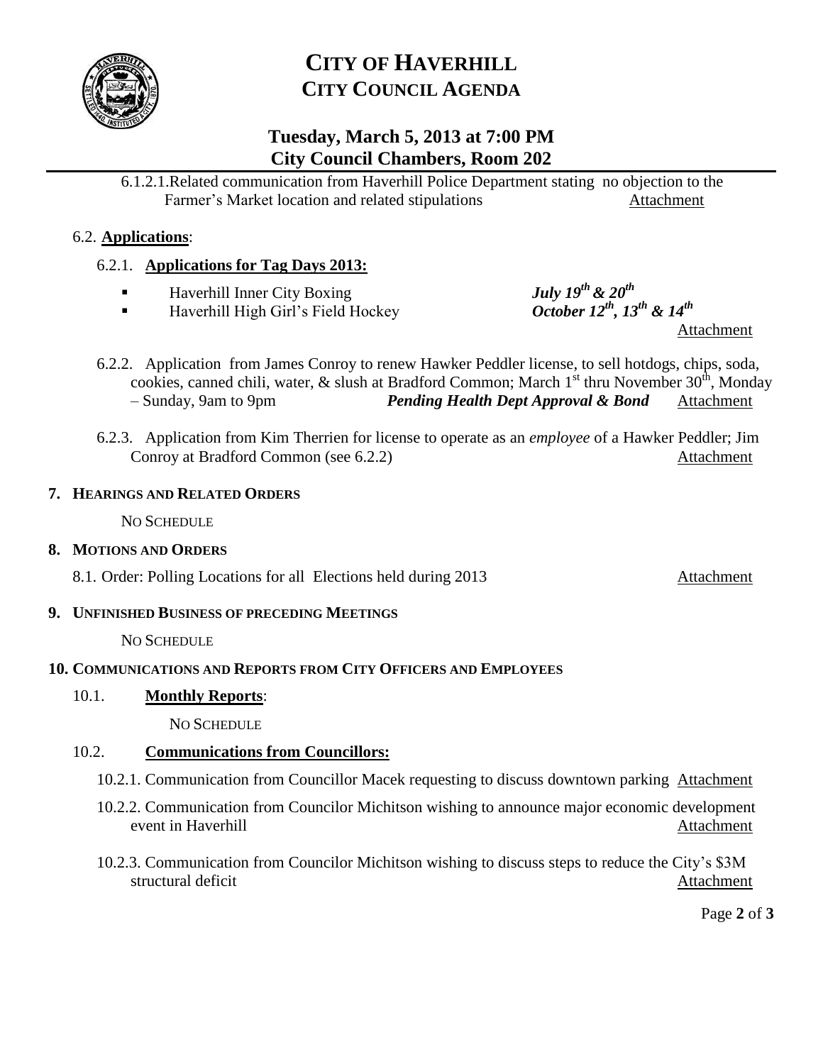# CITY OF HAVERHILL
## CITY COUNCIL AGENDA

### Tuesday, March 5, 2013 at 7:00 PM
### City Council Chambers, Room 202

6.1.2.1.Related communication from Haverhill Police Department stating no objection to the Farmer's Market location and related stipulations Attachment

6.2. **Applications**:

6.2.1. **Applications for Tag Days 2013:**

- Haverhill Inner City Boxing — ***July 19th & 20th***
- Haverhill High Girl's Field Hockey — ***October 12th, 13th & 14th***

Attachment

6.2.2. Application from James Conroy to renew Hawker Peddler license, to sell hotdogs, chips, soda, cookies, canned chili, water, & slush at Bradford Common; March 1st thru November 30th, Monday – Sunday, 9am to 9pm ***Pending Health Dept Approval & Bond*** Attachment

6.2.3. Application from Kim Therrien for license to operate as an *employee* of a Hawker Peddler; Jim Conroy at Bradford Common (see 6.2.2) Attachment

## 7. HEARINGS AND RELATED ORDERS

NO SCHEDULE

## 8. MOTIONS AND ORDERS

8.1. Order: Polling Locations for all Elections held during 2013 Attachment

## 9. UNFINISHED BUSINESS OF PRECEDING MEETINGS

NO SCHEDULE

## 10. COMMUNICATIONS AND REPORTS FROM CITY OFFICERS AND EMPLOYEES

10.1. **Monthly Reports**:

NO SCHEDULE

10.2. **Communications from Councillors:**

10.2.1. Communication from Councillor Macek requesting to discuss downtown parking Attachment

10.2.2. Communication from Councilor Michitson wishing to announce major economic development event in Haverhill Attachment

10.2.3. Communication from Councilor Michitson wishing to discuss steps to reduce the City's $3M structural deficit Attachment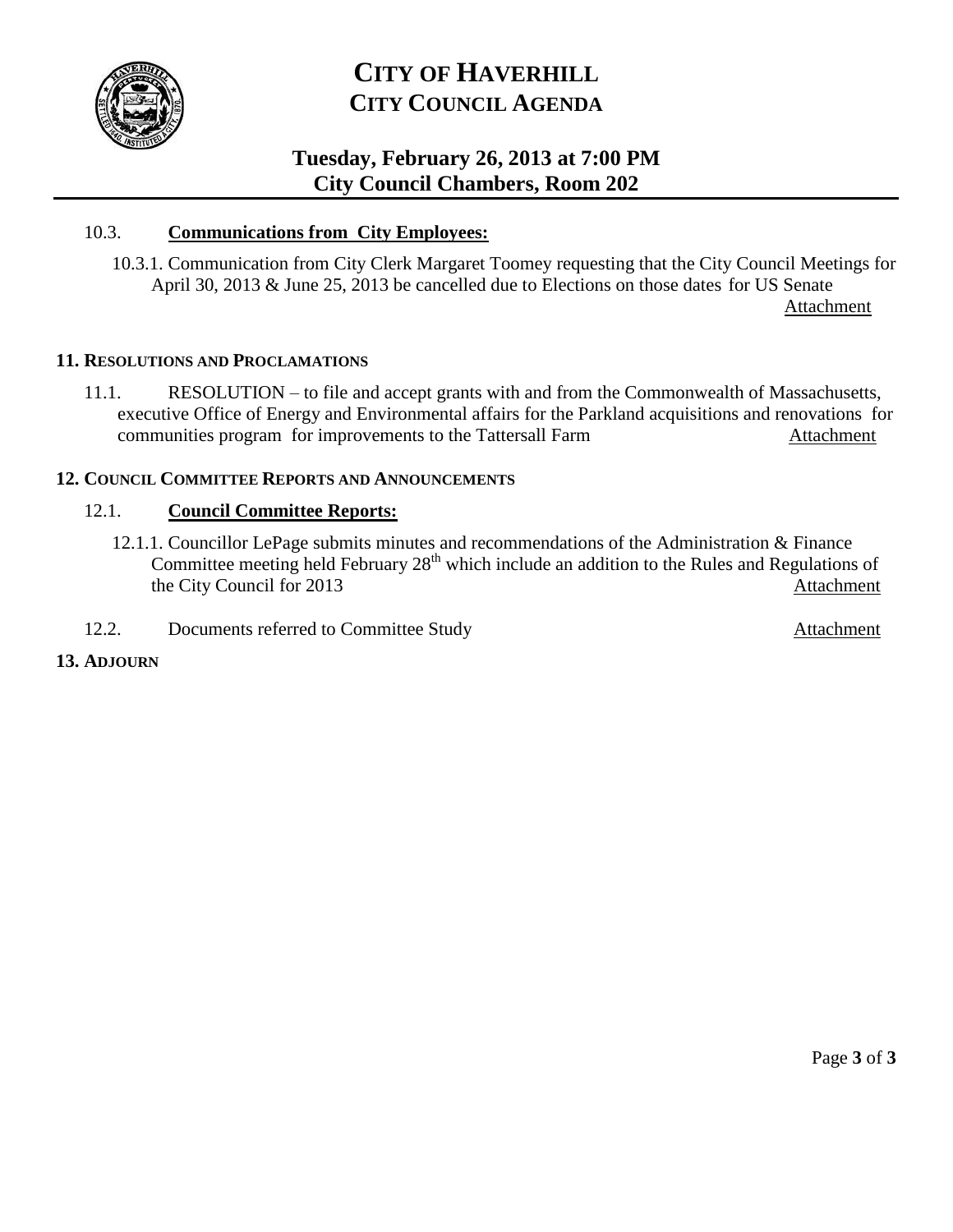# CITY OF HAVERHILL
## CITY COUNCIL AGENDA

### Tuesday, February 26, 2013 at 7:00 PM
### City Council Chambers, Room 202

10.3. **Communications from City Employees:**

10.3.1. Communication from City Clerk Margaret Toomey requesting that the City Council Meetings for April 30, 2013 & June 25, 2013 be cancelled due to Elections on those dates for US Senate — Attachment

**11. RESOLUTIONS AND PROCLAMATIONS**

11.1. RESOLUTION – to file and accept grants with and from the Commonwealth of Massachusetts, executive Office of Energy and Environmental affairs for the Parkland acquisitions and renovations for communities program for improvements to the Tattersall Farm — Attachment

**12. COUNCIL COMMITTEE REPORTS AND ANNOUNCEMENTS**

12.1. **Council Committee Reports:**

12.1.1. Councillor LePage submits minutes and recommendations of the Administration & Finance Committee meeting held February 28th which include an addition to the Rules and Regulations of the City Council for 2013 — Attachment

12.2. Documents referred to Committee Study — Attachment

**13. ADJOURN**